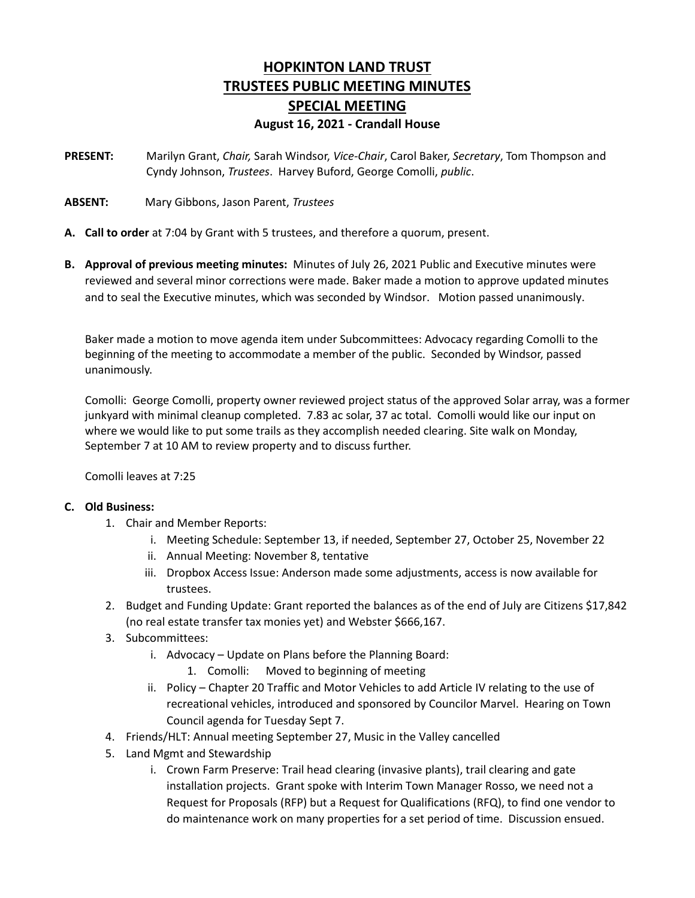# HOPKINTON LAND TRUST
# TRUSTEES PUBLIC MEETING MINUTES
# SPECIAL MEETING
### August 16, 2021 - Crandall House

**PRESENT:** Marilyn Grant, *Chair,* Sarah Windsor, *Vice-Chair*, Carol Baker, *Secretary*, Tom Thompson and Cyndy Johnson, *Trustees*. Harvey Buford, George Comolli, *public*.

**ABSENT:** Mary Gibbons, Jason Parent, *Trustees*

**A. Call to order** at 7:04 by Grant with 5 trustees, and therefore a quorum, present.

**B. Approval of previous meeting minutes:** Minutes of July 26, 2021 Public and Executive minutes were reviewed and several minor corrections were made. Baker made a motion to approve updated minutes and to seal the Executive minutes, which was seconded by Windsor. Motion passed unanimously.

Baker made a motion to move agenda item under Subcommittees: Advocacy regarding Comolli to the beginning of the meeting to accommodate a member of the public. Seconded by Windsor, passed unanimously.

Comolli: George Comolli, property owner reviewed project status of the approved Solar array, was a former junkyard with minimal cleanup completed. 7.83 ac solar, 37 ac total. Comolli would like our input on where we would like to put some trails as they accomplish needed clearing. Site walk on Monday, September 7 at 10 AM to review property and to discuss further.

Comolli leaves at 7:25

**C. Old Business:**

1. Chair and Member Reports:
   i. Meeting Schedule: September 13, if needed, September 27, October 25, November 22
   ii. Annual Meeting: November 8, tentative
   iii. Dropbox Access Issue: Anderson made some adjustments, access is now available for trustees.
2. Budget and Funding Update: Grant reported the balances as of the end of July are Citizens $17,842 (no real estate transfer tax monies yet) and Webster $666,167.
3. Subcommittees:
   i. Advocacy – Update on Plans before the Planning Board:
      1. Comolli: Moved to beginning of meeting
   ii. Policy – Chapter 20 Traffic and Motor Vehicles to add Article IV relating to the use of recreational vehicles, introduced and sponsored by Councilor Marvel. Hearing on Town Council agenda for Tuesday Sept 7.
4. Friends/HLT: Annual meeting September 27, Music in the Valley cancelled
5. Land Mgmt and Stewardship
   i. Crown Farm Preserve: Trail head clearing (invasive plants), trail clearing and gate installation projects. Grant spoke with Interim Town Manager Rosso, we need not a Request for Proposals (RFP) but a Request for Qualifications (RFQ), to find one vendor to do maintenance work on many properties for a set period of time. Discussion ensued.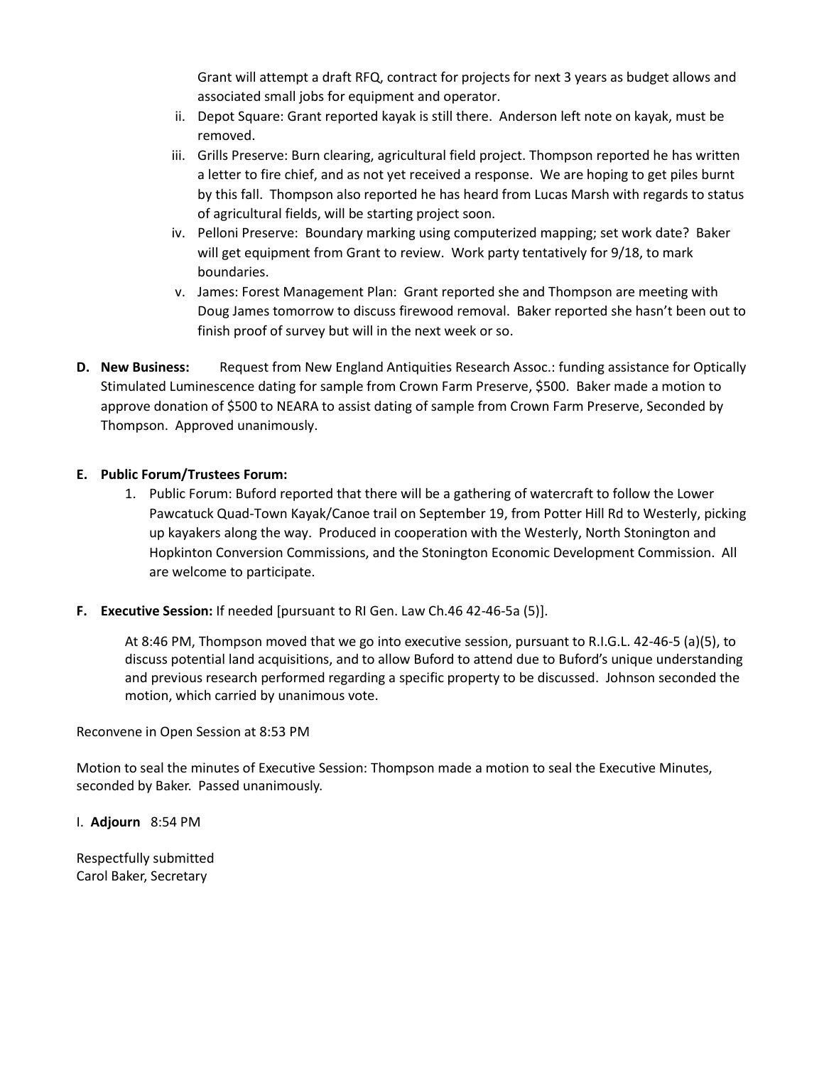Grant will attempt a draft RFQ, contract for projects for next 3 years as budget allows and associated small jobs for equipment and operator.

ii. Depot Square: Grant reported kayak is still there. Anderson left note on kayak, must be removed.

iii. Grills Preserve: Burn clearing, agricultural field project. Thompson reported he has written a letter to fire chief, and as not yet received a response. We are hoping to get piles burnt by this fall. Thompson also reported he has heard from Lucas Marsh with regards to status of agricultural fields, will be starting project soon.

iv. Pelloni Preserve: Boundary marking using computerized mapping; set work date? Baker will get equipment from Grant to review. Work party tentatively for 9/18, to mark boundaries.

v. James: Forest Management Plan: Grant reported she and Thompson are meeting with Doug James tomorrow to discuss firewood removal. Baker reported she hasn't been out to finish proof of survey but will in the next week or so.

**D. New Business:** Request from New England Antiquities Research Assoc.: funding assistance for Optically Stimulated Luminescence dating for sample from Crown Farm Preserve, $500. Baker made a motion to approve donation of $500 to NEARA to assist dating of sample from Crown Farm Preserve, Seconded by Thompson. Approved unanimously.

**E. Public Forum/Trustees Forum:**

1. Public Forum: Buford reported that there will be a gathering of watercraft to follow the Lower Pawcatuck Quad-Town Kayak/Canoe trail on September 19, from Potter Hill Rd to Westerly, picking up kayakers along the way. Produced in cooperation with the Westerly, North Stonington and Hopkinton Conversion Commissions, and the Stonington Economic Development Commission. All are welcome to participate.

**F. Executive Session:** If needed [pursuant to RI Gen. Law Ch.46 42-46-5a (5)].

At 8:46 PM, Thompson moved that we go into executive session, pursuant to R.I.G.L. 42-46-5 (a)(5), to discuss potential land acquisitions, and to allow Buford to attend due to Buford's unique understanding and previous research performed regarding a specific property to be discussed. Johnson seconded the motion, which carried by unanimous vote.

Reconvene in Open Session at 8:53 PM

Motion to seal the minutes of Executive Session: Thompson made a motion to seal the Executive Minutes, seconded by Baker. Passed unanimously.

I. **Adjourn** 8:54 PM

Respectfully submitted
Carol Baker, Secretary